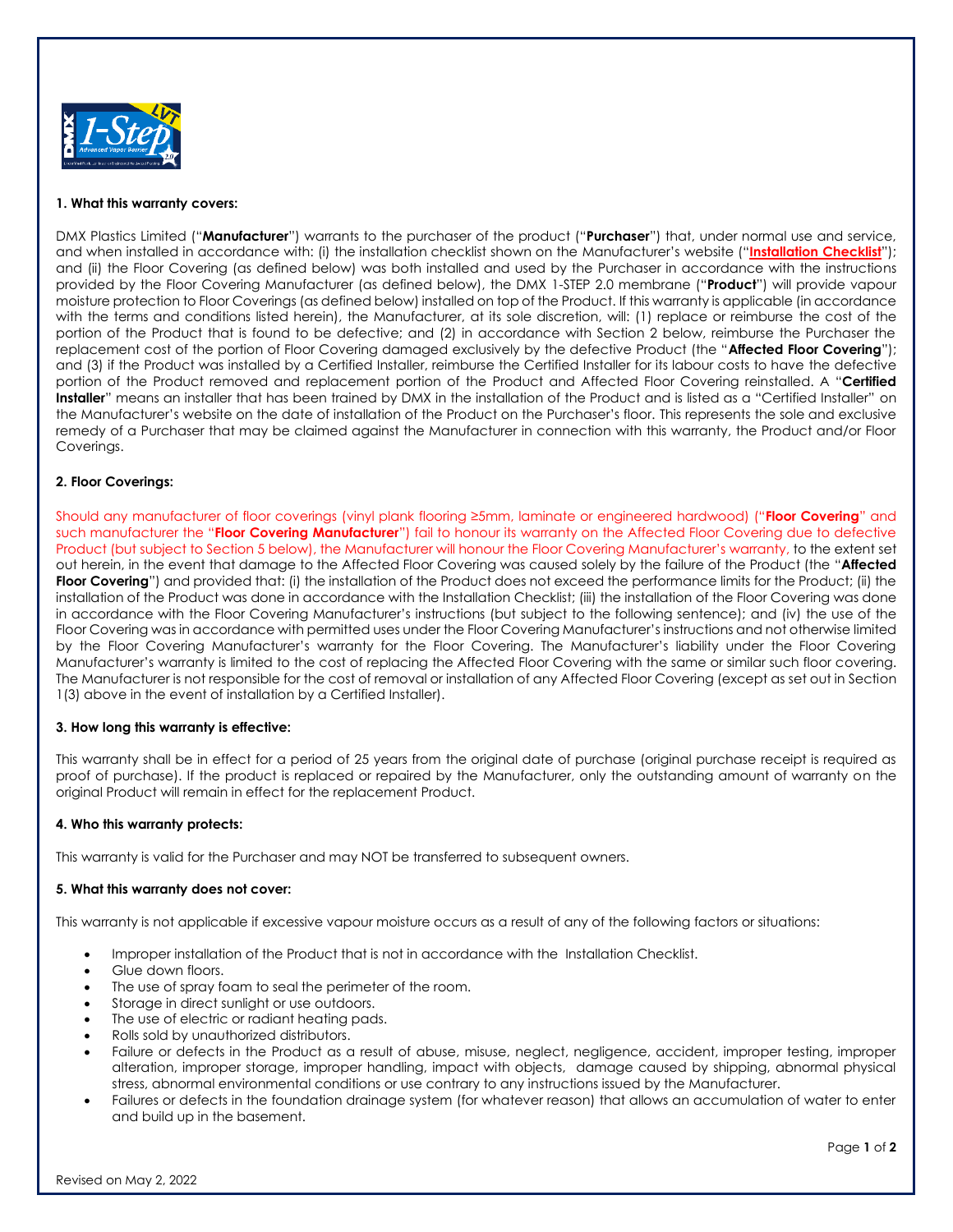## 1. What this warranty covers:

DMX Plastics Limited ("**Manufacturer**") warrants to the purchaser of the product ("**Purchaser**") that, under normal use and service, and when installed in accordance with: (i) the installation checklist shown on the Manufacturer's website ("**Installation Checklist**"); and (ii) the Floor Covering (as defined below) was both installed and used by the Purchaser in accordance with the instructions provided by the Floor Covering Manufacturer (as defined below), the DMX 1-STEP 2.0 membrane ("**Product**") will provide vapour moisture protection to Floor Coverings (as defined below) installed on top of the Product. If this warranty is applicable (in accordance with the terms and conditions listed herein), the Manufacturer, at its sole discretion, will: (1) replace or reimburse the cost of the portion of the Product that is found to be defective; and (2) in accordance with Section 2 below, reimburse the Purchaser the replacement cost of the portion of Floor Covering damaged exclusively by the defective Product (the "**Affected Floor Covering**"); and (3) if the Product was installed by a Certified Installer, reimburse the Certified Installer for its labour costs to have the defective portion of the Product removed and replacement portion of the Product and Affected Floor Covering reinstalled. A "**Certified Installer**" means an installer that has been trained by DMX in the installation of the Product and is listed as a "Certified Installer" on the Manufacturer's website on the date of installation of the Product on the Purchaser's floor. This represents the sole and exclusive remedy of a Purchaser that may be claimed against the Manufacturer in connection with this warranty, the Product and/or Floor Coverings.

## 2. Floor Coverings:

Should any manufacturer of floor coverings (vinyl plank flooring ≥5mm, laminate or engineered hardwood) ("**Floor Covering**" and such manufacturer the "**Floor Covering Manufacturer**") fail to honour its warranty on the Affected Floor Covering due to defective Product (but subject to Section 5 below), the Manufacturer will honour the Floor Covering Manufacturer's warranty, to the extent set out herein, in the event that damage to the Affected Floor Covering was caused solely by the failure of the Product (the "**Affected Floor Covering**") and provided that: (i) the installation of the Product does not exceed the performance limits for the Product; (ii) the installation of the Product was done in accordance with the Installation Checklist; (iii) the installation of the Floor Covering was done in accordance with the Floor Covering Manufacturer's instructions (but subject to the following sentence); and (iv) the use of the Floor Covering was in accordance with permitted uses under the Floor Covering Manufacturer's instructions and not otherwise limited by the Floor Covering Manufacturer's warranty for the Floor Covering. The Manufacturer's liability under the Floor Covering Manufacturer's warranty is limited to the cost of replacing the Affected Floor Covering with the same or similar such floor covering. The Manufacturer is not responsible for the cost of removal or installation of any Affected Floor Covering (except as set out in Section 1(3) above in the event of installation by a Certified Installer).

## 3. How long this warranty is effective:

This warranty shall be in effect for a period of 25 years from the original date of purchase (original purchase receipt is required as proof of purchase). If the product is replaced or repaired by the Manufacturer, only the outstanding amount of warranty on the original Product will remain in effect for the replacement Product.

## 4. Who this warranty protects:

This warranty is valid for the Purchaser and may NOT be transferred to subsequent owners.

## 5. What this warranty does not cover:

This warranty is not applicable if excessive vapour moisture occurs as a result of any of the following factors or situations:

- Improper installation of the Product that is not in accordance with the Installation Checklist.
- Glue down floors.
- The use of spray foam to seal the perimeter of the room.
- Storage in direct sunlight or use outdoors.
- The use of electric or radiant heating pads.
- Rolls sold by unauthorized distributors.
- Failure or defects in the Product as a result of abuse, misuse, neglect, negligence, accident, improper testing, improper alteration, improper storage, improper handling, impact with objects, damage caused by shipping, abnormal physical stress, abnormal environmental conditions or use contrary to any instructions issued by the Manufacturer.
- Failures or defects in the foundation drainage system (for whatever reason) that allows an accumulation of water to enter and build up in the basement.

Revised on May 2, 2022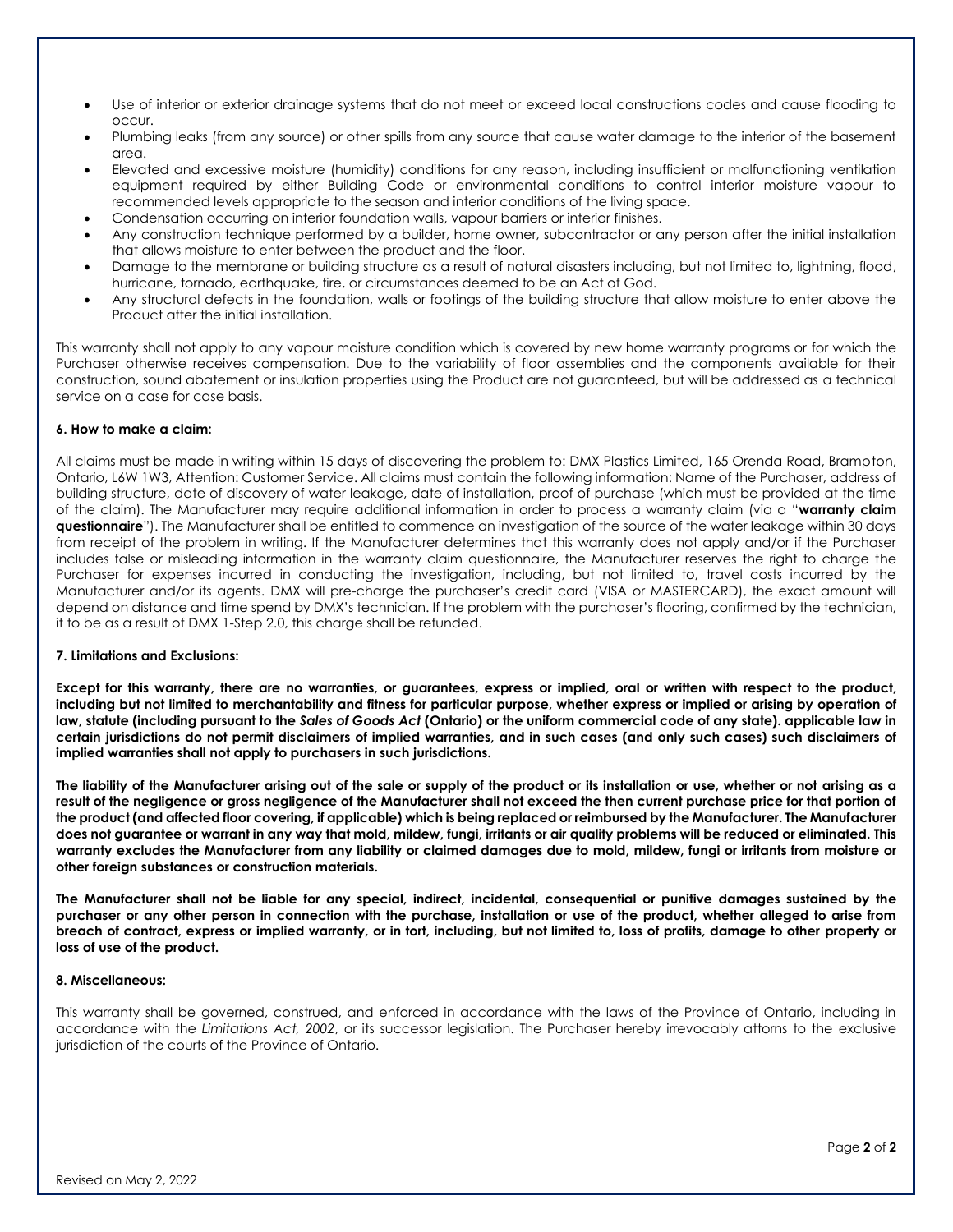- Use of interior or exterior drainage systems that do not meet or exceed local constructions codes and cause flooding to occur.
- Plumbing leaks (from any source) or other spills from any source that cause water damage to the interior of the basement area.
- Elevated and excessive moisture (humidity) conditions for any reason, including insufficient or malfunctioning ventilation equipment required by either Building Code or environmental conditions to control interior moisture vapour to recommended levels appropriate to the season and interior conditions of the living space.
- Condensation occurring on interior foundation walls, vapour barriers or interior finishes.
- Any construction technique performed by a builder, home owner, subcontractor or any person after the initial installation that allows moisture to enter between the product and the floor.
- Damage to the membrane or building structure as a result of natural disasters including, but not limited to, lightning, flood, hurricane, tornado, earthquake, fire, or circumstances deemed to be an Act of God.
- Any structural defects in the foundation, walls or footings of the building structure that allow moisture to enter above the Product after the initial installation.

This warranty shall not apply to any vapour moisture condition which is covered by new home warranty programs or for which the Purchaser otherwise receives compensation. Due to the variability of floor assemblies and the components available for their construction, sound abatement or insulation properties using the Product are not guaranteed, but will be addressed as a technical service on a case for case basis.

**6. How to make a claim:**

All claims must be made in writing within 15 days of discovering the problem to: DMX Plastics Limited, 165 Orenda Road, Brampton, Ontario, L6W 1W3, Attention: Customer Service. All claims must contain the following information: Name of the Purchaser, address of building structure, date of discovery of water leakage, date of installation, proof of purchase (which must be provided at the time of the claim). The Manufacturer may require additional information in order to process a warranty claim (via a "**warranty claim questionnaire**"). The Manufacturer shall be entitled to commence an investigation of the source of the water leakage within 30 days from receipt of the problem in writing. If the Manufacturer determines that this warranty does not apply and/or if the Purchaser includes false or misleading information in the warranty claim questionnaire, the Manufacturer reserves the right to charge the Purchaser for expenses incurred in conducting the investigation, including, but not limited to, travel costs incurred by the Manufacturer and/or its agents. DMX will pre-charge the purchaser's credit card (VISA or MASTERCARD), the exact amount will depend on distance and time spend by DMX's technician. If the problem with the purchaser's flooring, confirmed by the technician, it to be as a result of DMX 1-Step 2.0, this charge shall be refunded.

**7. Limitations and Exclusions:**

**Except for this warranty, there are no warranties, or guarantees, express or implied, oral or written with respect to the product, including but not limited to merchantability and fitness for particular purpose, whether express or implied or arising by operation of law, statute (including pursuant to the *Sales of Goods Act* (Ontario) or the uniform commercial code of any state). applicable law in certain jurisdictions do not permit disclaimers of implied warranties, and in such cases (and only such cases) such disclaimers of implied warranties shall not apply to purchasers in such jurisdictions.**

**The liability of the Manufacturer arising out of the sale or supply of the product or its installation or use, whether or not arising as a result of the negligence or gross negligence of the Manufacturer shall not exceed the then current purchase price for that portion of the product (and affected floor covering, if applicable) which is being replaced or reimbursed by the Manufacturer. The Manufacturer does not guarantee or warrant in any way that mold, mildew, fungi, irritants or air quality problems will be reduced or eliminated. This warranty excludes the Manufacturer from any liability or claimed damages due to mold, mildew, fungi or irritants from moisture or other foreign substances or construction materials.**

**The Manufacturer shall not be liable for any special, indirect, incidental, consequential or punitive damages sustained by the purchaser or any other person in connection with the purchase, installation or use of the product, whether alleged to arise from breach of contract, express or implied warranty, or in tort, including, but not limited to, loss of profits, damage to other property or loss of use of the product.**

**8. Miscellaneous:**

This warranty shall be governed, construed, and enforced in accordance with the laws of the Province of Ontario, including in accordance with the *Limitations Act, 2002*, or its successor legislation. The Purchaser hereby irrevocably attorns to the exclusive jurisdiction of the courts of the Province of Ontario.

Revised on May 2, 2022